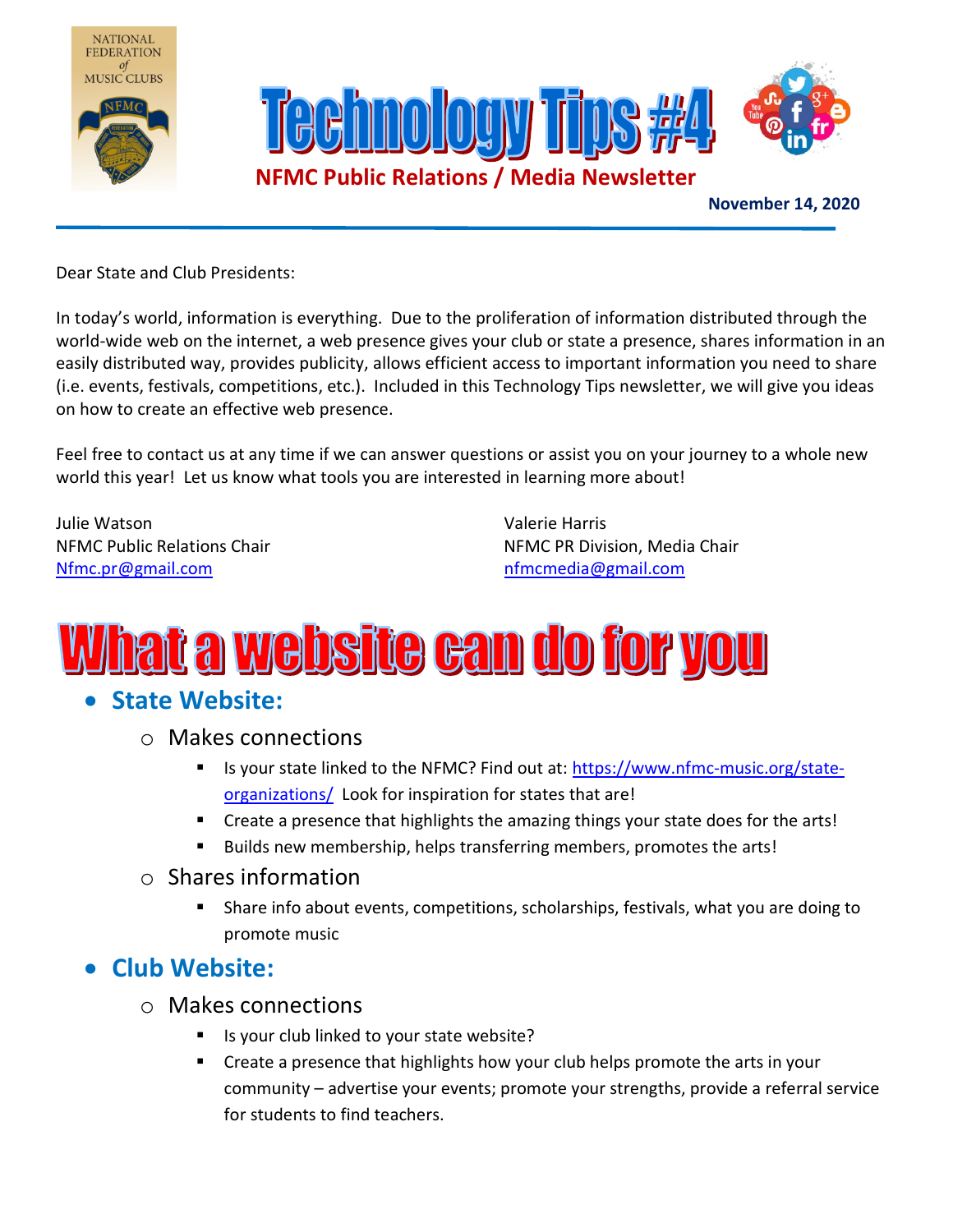NATIONAL FEDERATION of MUSIC CLUBS

# Technology Tips #4

**NFMC Public Relations / Media Newsletter**

**November 14, 2020**

---

Dear State and Club Presidents:

In today's world, information is everything. Due to the proliferation of information distributed through the world-wide web on the internet, a web presence gives your club or state a presence, shares information in an easily distributed way, provides publicity, allows efficient access to important information you need to share (i.e. events, festivals, competitions, etc.). Included in this Technology Tips newsletter, we will give you ideas on how to create an effective web presence.

Feel free to contact us at any time if we can answer questions or assist you on your journey to a whole new world this year! Let us know what tools you are interested in learning more about!

Julie Watson
NFMC Public Relations Chair
Nfmc.pr@gmail.com

Valerie Harris
NFMC PR Division, Media Chair
nfmcmedia@gmail.com

# What a website can do for you

- **State Website:**
  - Makes connections
    - Is your state linked to the NFMC? Find out at: https://www.nfmc-music.org/state-organizations/ Look for inspiration for states that are!
    - Create a presence that highlights the amazing things your state does for the arts!
    - Builds new membership, helps transferring members, promotes the arts!
  - Shares information
    - Share info about events, competitions, scholarships, festivals, what you are doing to promote music
- **Club Website:**
  - Makes connections
    - Is your club linked to your state website?
    - Create a presence that highlights how your club helps promote the arts in your community – advertise your events; promote your strengths, provide a referral service for students to find teachers.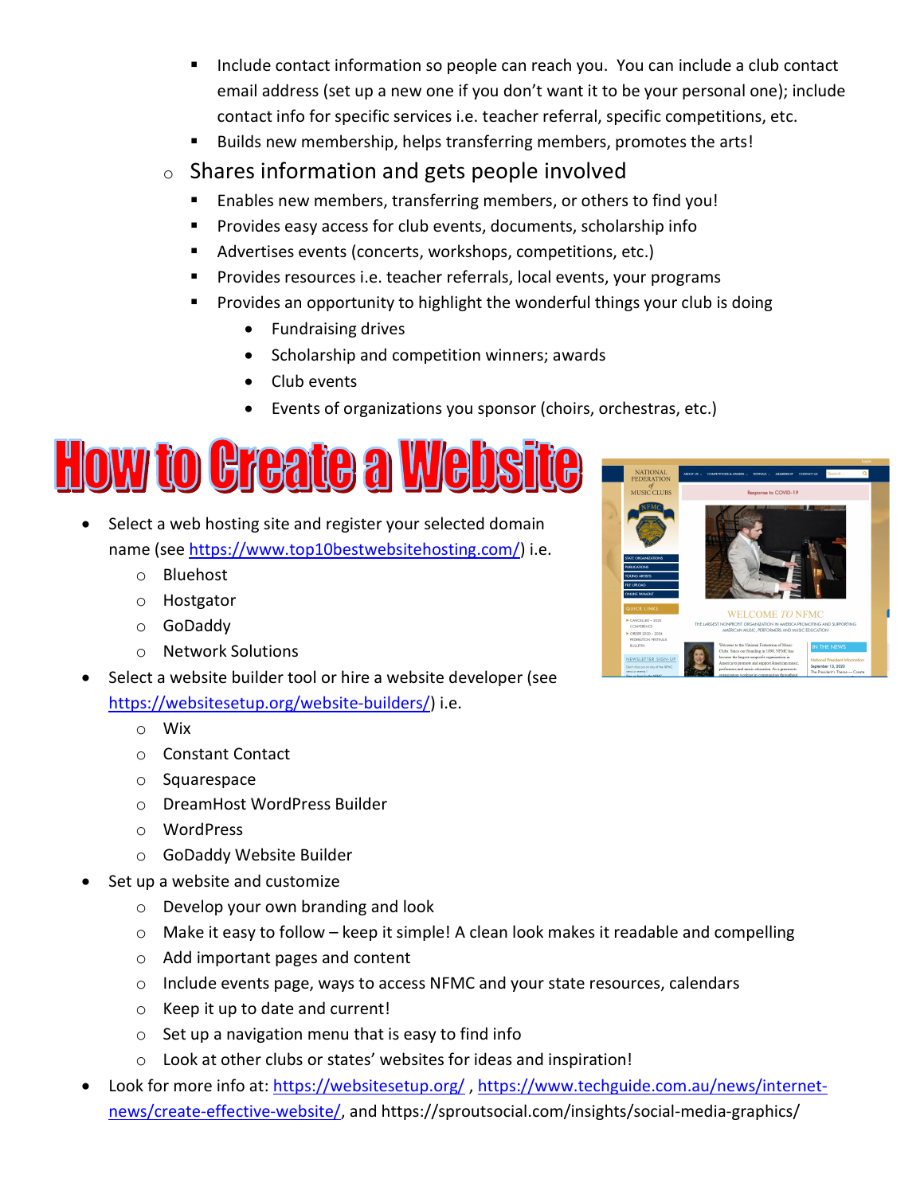- Include contact information so people can reach you. You can include a club contact email address (set up a new one if you don't want it to be your personal one); include contact info for specific services i.e. teacher referral, specific competitions, etc.
    - Builds new membership, helps transferring members, promotes the arts!
  - Shares information and gets people involved
    - Enables new members, transferring members, or others to find you!
    - Provides easy access for club events, documents, scholarship info
    - Advertises events (concerts, workshops, competitions, etc.)
    - Provides resources i.e. teacher referrals, local events, your programs
    - Provides an opportunity to highlight the wonderful things your club is doing
      - Fundraising drives
      - Scholarship and competition winners; awards
      - Club events
      - Events of organizations you sponsor (choirs, orchestras, etc.)

# How to Create a Website

- Select a web hosting site and register your selected domain name (see https://www.top10bestwebsitehosting.com/) i.e.
  - Bluehost
  - Hostgator
  - GoDaddy
  - Network Solutions
- Select a website builder tool or hire a website developer (see https://websitesetup.org/website-builders/) i.e.
  - Wix
  - Constant Contact
  - Squarespace
  - DreamHost WordPress Builder
  - WordPress
  - GoDaddy Website Builder
- Set up a website and customize
  - Develop your own branding and look
  - Make it easy to follow – keep it simple! A clean look makes it readable and compelling
  - Add important pages and content
  - Include events page, ways to access NFMC and your state resources, calendars
  - Keep it up to date and current!
  - Set up a navigation menu that is easy to find info
  - Look at other clubs or states' websites for ideas and inspiration!
- Look for more info at: https://websitesetup.org/ , https://www.techguide.com.au/news/internet-news/create-effective-website/, and https://sproutsocial.com/insights/social-media-graphics/